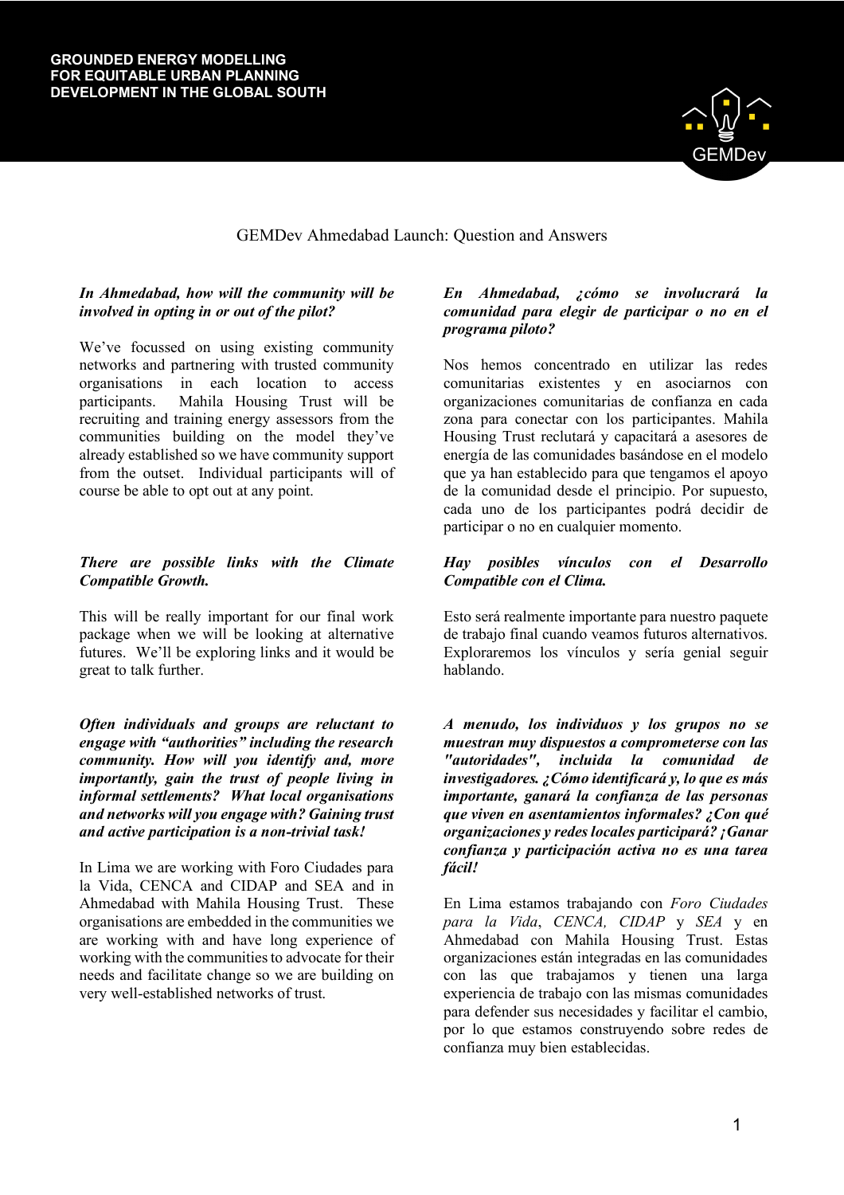GROUNDED ENERGY MODELLING FOR EQUITABLE URBAN PLANNING DEVELOPMENT IN THE GLOBAL SOUTH

# GEMDev Ahmedabad Launch: Question and Answers

***In Ahmedabad, how will the community will be involved in opting in or out of the pilot?***

We've focussed on using existing community networks and partnering with trusted community organisations in each location to access participants. Mahila Housing Trust will be recruiting and training energy assessors from the communities building on the model they've already established so we have community support from the outset. Individual participants will of course be able to opt out at any point.

***There are possible links with the Climate Compatible Growth.***

This will be really important for our final work package when we will be looking at alternative futures. We'll be exploring links and it would be great to talk further.

***Often individuals and groups are reluctant to engage with "authorities" including the research community. How will you identify and, more importantly, gain the trust of people living in informal settlements? What local organisations and networks will you engage with? Gaining trust and active participation is a non-trivial task!***

In Lima we are working with Foro Ciudades para la Vida, CENCA and CIDAP and SEA and in Ahmedabad with Mahila Housing Trust. These organisations are embedded in the communities we are working with and have long experience of working with the communities to advocate for their needs and facilitate change so we are building on very well-established networks of trust.

***En Ahmedabad, ¿cómo se involucrará la comunidad para elegir de participar o no en el programa piloto?***

Nos hemos concentrado en utilizar las redes comunitarias existentes y en asociarnos con organizaciones comunitarias de confianza en cada zona para conectar con los participantes. Mahila Housing Trust reclutará y capacitará a asesores de energía de las comunidades basándose en el modelo que ya han establecido para que tengamos el apoyo de la comunidad desde el principio. Por supuesto, cada uno de los participantes podrá decidir de participar o no en cualquier momento.

***Hay posibles vínculos con el Desarrollo Compatible con el Clima.***

Esto será realmente importante para nuestro paquete de trabajo final cuando veamos futuros alternativos. Exploraremos los vínculos y sería genial seguir hablando.

***A menudo, los individuos y los grupos no se muestran muy dispuestos a comprometerse con las "autoridades", incluida la comunidad de investigadores. ¿Cómo identificará y, lo que es más importante, ganará la confianza de las personas que viven en asentamientos informales? ¿Con qué organizaciones y redes locales participará? ¡Ganar confianza y participación activa no es una tarea fácil!***

En Lima estamos trabajando con *Foro Ciudades para la Vida*, *CENCA, CIDAP* y *SEA* y en Ahmedabad con Mahila Housing Trust. Estas organizaciones están integradas en las comunidades con las que trabajamos y tienen una larga experiencia de trabajo con las mismas comunidades para defender sus necesidades y facilitar el cambio, por lo que estamos construyendo sobre redes de confianza muy bien establecidas.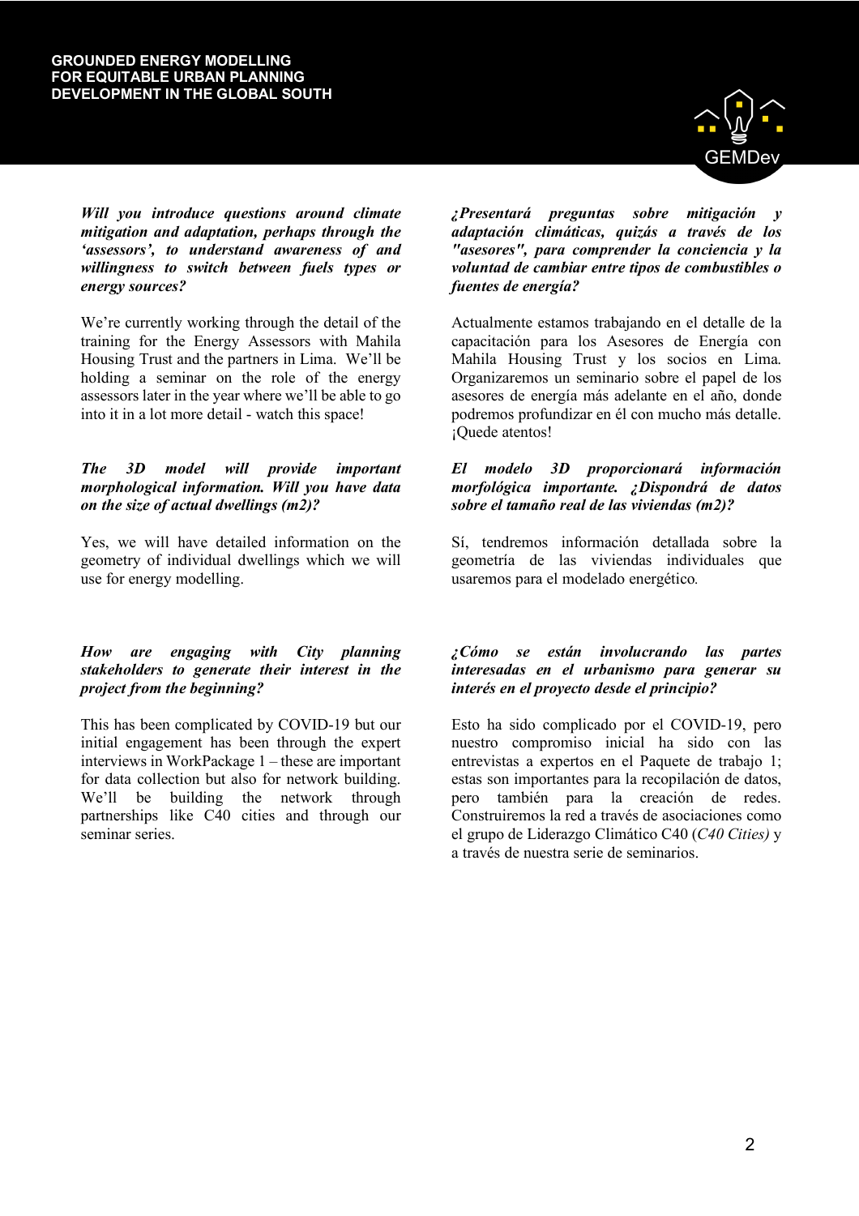***Will you introduce questions around climate mitigation and adaptation, perhaps through the 'assessors', to understand awareness of and willingness to switch between fuels types or energy sources?***

We're currently working through the detail of the training for the Energy Assessors with Mahila Housing Trust and the partners in Lima. We'll be holding a seminar on the role of the energy assessors later in the year where we'll be able to go into it in a lot more detail - watch this space!

***The 3D model will provide important morphological information. Will you have data on the size of actual dwellings (m2)?***

Yes, we will have detailed information on the geometry of individual dwellings which we will use for energy modelling.

***How are engaging with City planning stakeholders to generate their interest in the project from the beginning?***

This has been complicated by COVID-19 but our initial engagement has been through the expert interviews in WorkPackage 1 – these are important for data collection but also for network building. We'll be building the network through partnerships like C40 cities and through our seminar series.

***¿Presentará preguntas sobre mitigación y adaptación climáticas, quizás a través de los "asesores", para comprender la conciencia y la voluntad de cambiar entre tipos de combustibles o fuentes de energía?***

Actualmente estamos trabajando en el detalle de la capacitación para los Asesores de Energía con Mahila Housing Trust y los socios en Lima. Organizaremos un seminario sobre el papel de los asesores de energía más adelante en el año, donde podremos profundizar en él con mucho más detalle. ¡Quede atentos!

***El modelo 3D proporcionará información morfológica importante. ¿Dispondrá de datos sobre el tamaño real de las viviendas (m2)?***

Sí, tendremos información detallada sobre la geometría de las viviendas individuales que usaremos para el modelado energético.

***¿Cómo se están involucrando las partes interesadas en el urbanismo para generar su interés en el proyecto desde el principio?***

Esto ha sido complicado por el COVID-19, pero nuestro compromiso inicial ha sido con las entrevistas a expertos en el Paquete de trabajo 1; estas son importantes para la recopilación de datos, pero también para la creación de redes. Construiremos la red a través de asociaciones como el grupo de Liderazgo Climático C40 (*C40 Cities)* y a través de nuestra serie de seminarios.